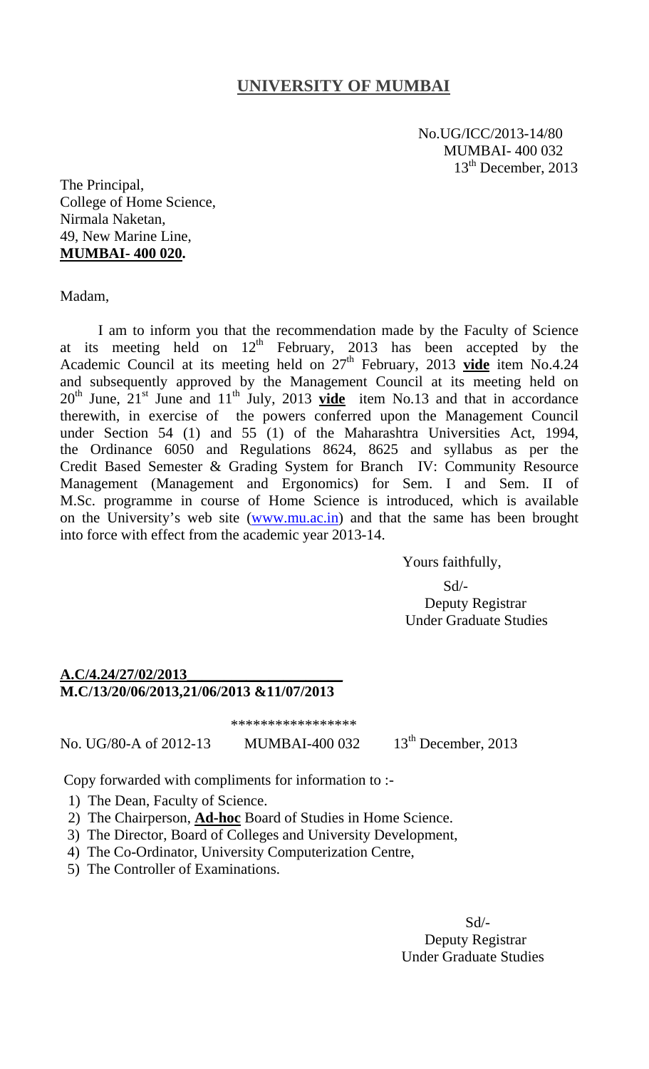# UNIVERSITY OF MUMBAI

No.UG/ICC/2013-14/80
MUMBAI- 400 032
13th December, 2013

The Principal,
College of Home Science,
Nirmala Naketan,
49, New Marine Line,
**MUMBAI- 400 020.**

Madam,

I am to inform you that the recommendation made by the Faculty of Science at its meeting held on 12th February, 2013 has been accepted by the Academic Council at its meeting held on 27th February, 2013 **vide** item No.4.24 and subsequently approved by the Management Council at its meeting held on 20th June, 21st June and 11th July, 2013 **vide** item No.13 and that in accordance therewith, in exercise of the powers conferred upon the Management Council under Section 54 (1) and 55 (1) of the Maharashtra Universities Act, 1994, the Ordinance 6050 and Regulations 8624, 8625 and syllabus as per the Credit Based Semester & Grading System for Branch IV: Community Resource Management (Management and Ergonomics) for Sem. I and Sem. II of M.Sc. programme in course of Home Science is introduced, which is available on the University's web site (www.mu.ac.in) and that the same has been brought into force with effect from the academic year 2013-14.

Yours faithfully,

Sd/-
Deputy Registrar
Under Graduate Studies

**A.C/4.24/27/02/2013**
**M.C/13/20/06/2013,21/06/2013 &11/07/2013**

\*\*\*\*\*\*\*\*\*\*\*\*\*\*\*\*\*

No. UG/80-A of 2012-13 MUMBAI-400 032 13th December, 2013

Copy forwarded with compliments for information to :-

1) The Dean, Faculty of Science.
2) The Chairperson, **Ad-hoc** Board of Studies in Home Science.
3) The Director, Board of Colleges and University Development,
4) The Co-Ordinator, University Computerization Centre,
5) The Controller of Examinations.

Sd/-
Deputy Registrar
Under Graduate Studies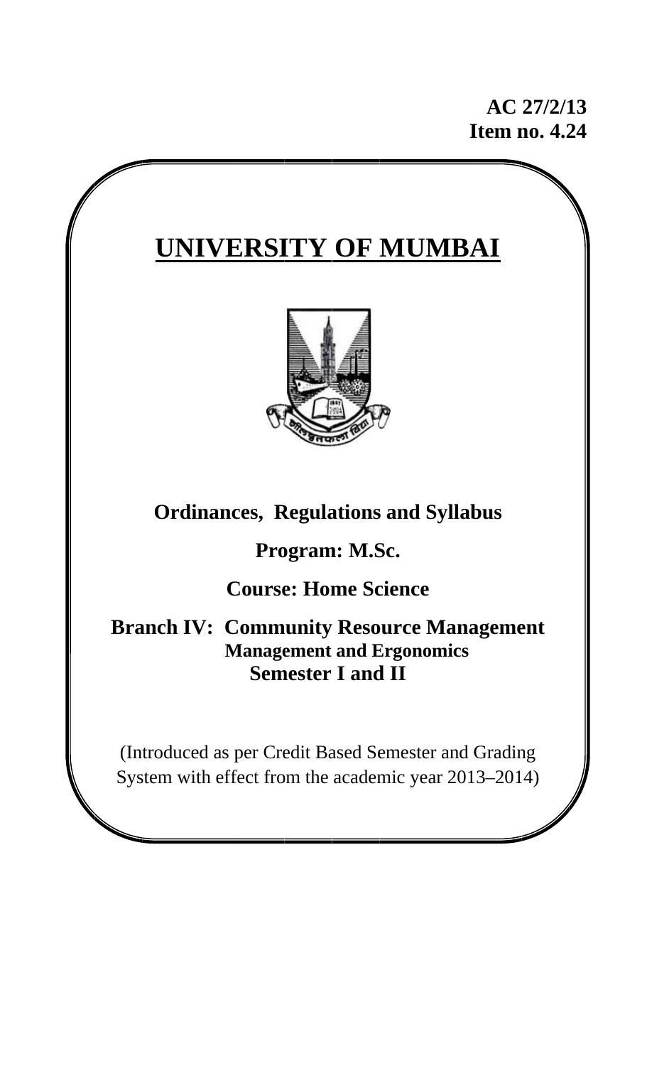**AC 27/2/13**
**Item no. 4.24**

# UNIVERSITY OF MUMBAI

## Ordinances, Regulations and Syllabus

### Program: M.Sc.

### Course: Home Science

### Branch IV: Community Resource Management

**Management and Ergonomics**

**Semester I and II**

(Introduced as per Credit Based Semester and Grading System with effect from the academic year 2013–2014)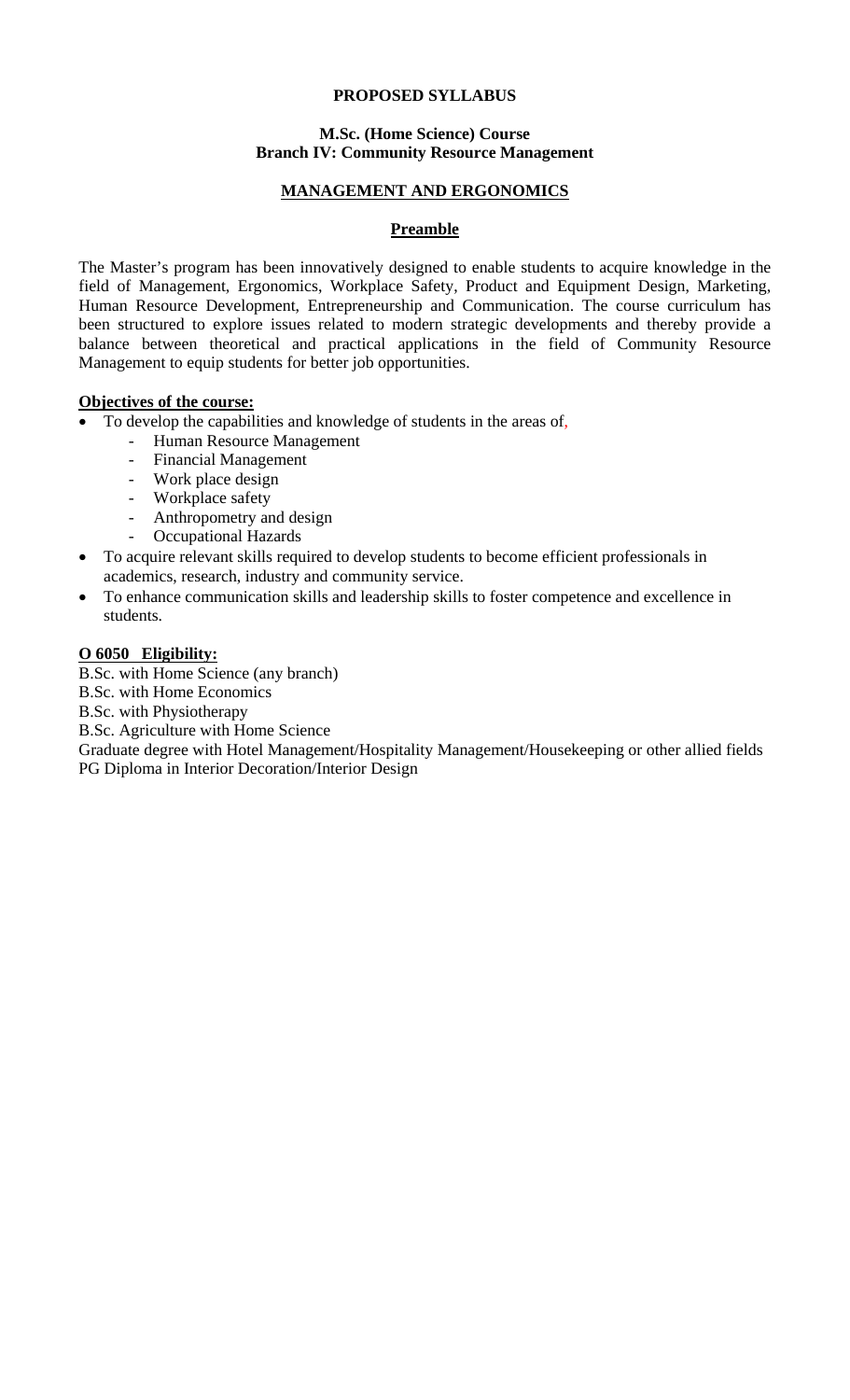**PROPOSED SYLLABUS**

**M.Sc. (Home Science) Course**
**Branch IV: Community Resource Management**

## MANAGEMENT AND ERGONOMICS

### Preamble

The Master's program has been innovatively designed to enable students to acquire knowledge in the field of Management, Ergonomics, Workplace Safety, Product and Equipment Design, Marketing, Human Resource Development, Entrepreneurship and Communication. The course curriculum has been structured to explore issues related to modern strategic developments and thereby provide a balance between theoretical and practical applications in the field of Community Resource Management to equip students for better job opportunities.

**Objectives of the course:**

- To develop the capabilities and knowledge of students in the areas of,
  - Human Resource Management
  - Financial Management
  - Work place design
  - Workplace safety
  - Anthropometry and design
  - Occupational Hazards
- To acquire relevant skills required to develop students to become efficient professionals in academics, research, industry and community service.
- To enhance communication skills and leadership skills to foster competence and excellence in students.

**O 6050 Eligibility:**

B.Sc. with Home Science (any branch)
B.Sc. with Home Economics
B.Sc. with Physiotherapy
B.Sc. Agriculture with Home Science
Graduate degree with Hotel Management/Hospitality Management/Housekeeping or other allied fields
PG Diploma in Interior Decoration/Interior Design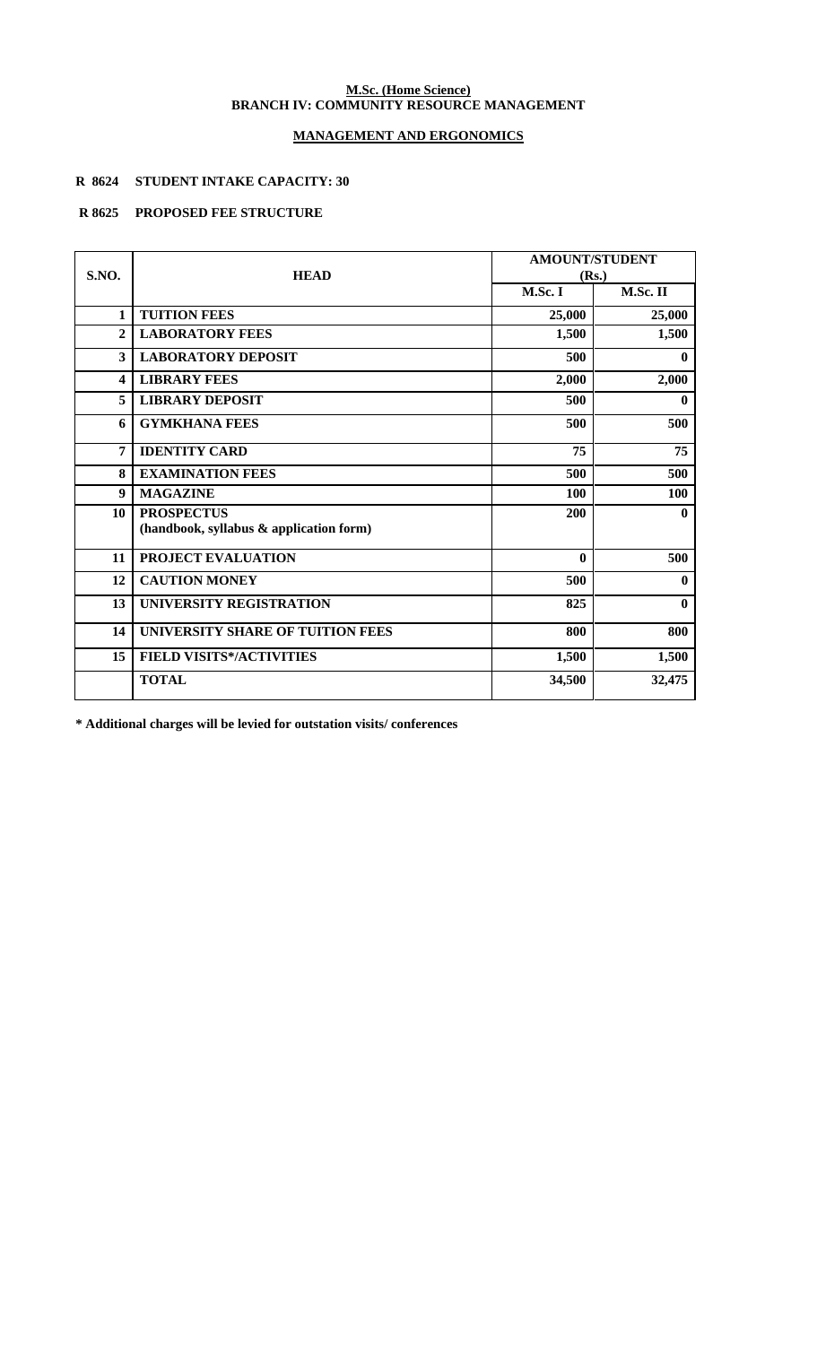**M.Sc. (Home Science)**
**BRANCH IV: COMMUNITY RESOURCE MANAGEMENT**

## MANAGEMENT AND ERGONOMICS

**R 8624 STUDENT INTAKE CAPACITY: 30**

**R 8625 PROPOSED FEE STRUCTURE**

| S.NO. | HEAD | AMOUNT/STUDENT (Rs.) | |
|---|---|---|---|
| | | M.Sc. I | M.Sc. II |
| 1 | TUITION FEES | 25,000 | 25,000 |
| 2 | LABORATORY FEES | 1,500 | 1,500 |
| 3 | LABORATORY DEPOSIT | 500 | 0 |
| 4 | LIBRARY FEES | 2,000 | 2,000 |
| 5 | LIBRARY DEPOSIT | 500 | 0 |
| 6 | GYMKHANA FEES | 500 | 500 |
| 7 | IDENTITY CARD | 75 | 75 |
| 8 | EXAMINATION FEES | 500 | 500 |
| 9 | MAGAZINE | 100 | 100 |
| 10 | PROSPECTUS (handbook, syllabus & application form) | 200 | 0 |
| 11 | PROJECT EVALUATION | 0 | 500 |
| 12 | CAUTION MONEY | 500 | 0 |
| 13 | UNIVERSITY REGISTRATION | 825 | 0 |
| 14 | UNIVERSITY SHARE OF TUITION FEES | 800 | 800 |
| 15 | FIELD VISITS*/ACTIVITIES | 1,500 | 1,500 |
| | TOTAL | 34,500 | 32,475 |

**\* Additional charges will be levied for outstation visits/ conferences**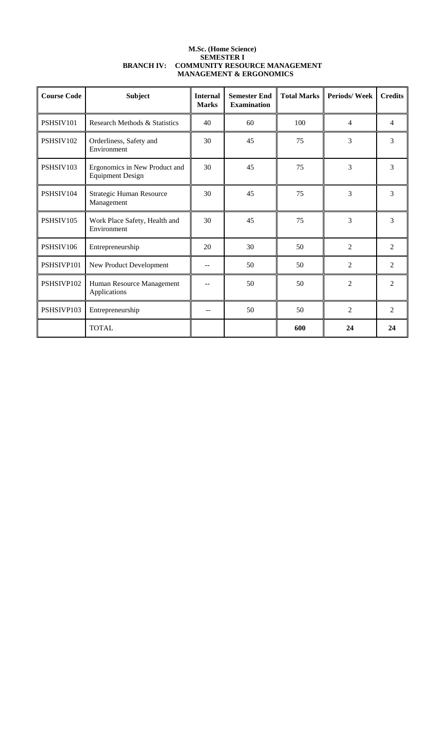**M.Sc. (Home Science)**
**SEMESTER I**
**BRANCH IV: COMMUNITY RESOURCE MANAGEMENT**
**MANAGEMENT & ERGONOMICS**

| Course Code | Subject | Internal Marks | Semester End Examination | Total Marks | Periods/ Week | Credits |
|---|---|---|---|---|---|---|
| PSHSIV101 | Research Methods & Statistics | 40 | 60 | 100 | 4 | 4 |
| PSHSIV102 | Orderliness, Safety and Environment | 30 | 45 | 75 | 3 | 3 |
| PSHSIV103 | Ergonomics in New Product and Equipment Design | 30 | 45 | 75 | 3 | 3 |
| PSHSIV104 | Strategic Human Resource Management | 30 | 45 | 75 | 3 | 3 |
| PSHSIV105 | Work Place Safety, Health and Environment | 30 | 45 | 75 | 3 | 3 |
| PSHSIV106 | Entrepreneurship | 20 | 30 | 50 | 2 | 2 |
| PSHSIVP101 | New Product Development | -- | 50 | 50 | 2 | 2 |
| PSHSIVP102 | Human Resource Management Applications | -- | 50 | 50 | 2 | 2 |
| PSHSIVP103 | Entrepreneurship | -- | 50 | 50 | 2 | 2 |
| | TOTAL | | | **600** | **24** | **24** |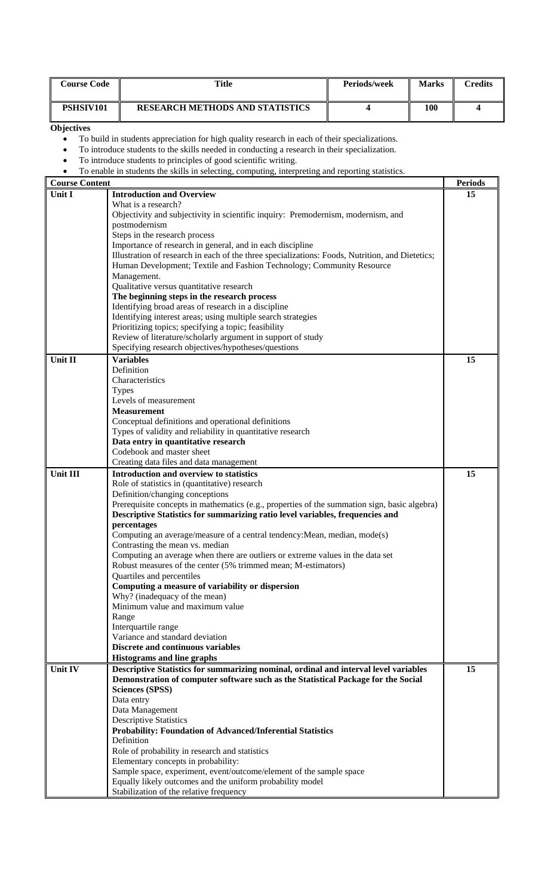| Course Code | Title | Periods/week | Marks | Credits |
|---|---|---|---|---|
| **PSHSIV101** | **RESEARCH METHODS AND STATISTICS** | **4** | **100** | **4** |

**Objectives**

- To build in students appreciation for high quality research in each of their specializations.
- To introduce students to the skills needed in conducting a research in their specialization.
- To introduce students to principles of good scientific writing.
- To enable in students the skills in selecting, computing, interpreting and reporting statistics.

| Course Content | | Periods |
|---|---|---|
| **Unit I** | **Introduction and Overview**<br>What is a research?<br>Objectivity and subjectivity in scientific inquiry: Premodernism, modernism, and postmodernism<br>Steps in the research process<br>Importance of research in general, and in each discipline<br>Illustration of research in each of the three specializations: Foods, Nutrition, and Dietetics; Human Development; Textile and Fashion Technology; Community Resource Management.<br>Qualitative versus quantitative research<br>**The beginning steps in the research process**<br>Identifying broad areas of research in a discipline<br>Identifying interest areas; using multiple search strategies<br>Prioritizing topics; specifying a topic; feasibility<br>Review of literature/scholarly argument in support of study<br>Specifying research objectives/hypotheses/questions | **15** |
| **Unit II** | **Variables**<br>Definition<br>Characteristics<br>Types<br>Levels of measurement<br>**Measurement**<br>Conceptual definitions and operational definitions<br>Types of validity and reliability in quantitative research<br>**Data entry in quantitative research**<br>Codebook and master sheet<br>Creating data files and data management | **15** |
| **Unit III** | **Introduction and overview to statistics**<br>Role of statistics in (quantitative) research<br>Definition/changing conceptions<br>Prerequisite concepts in mathematics (e.g., properties of the summation sign, basic algebra)<br>**Descriptive Statistics for summarizing ratio level variables, frequencies and percentages**<br>Computing an average/measure of a central tendency:Mean, median, mode(s)<br>Contrasting the mean vs. median<br>Computing an average when there are outliers or extreme values in the data set<br>Robust measures of the center (5% trimmed mean; M-estimators)<br>Quartiles and percentiles<br>**Computing a measure of variability or dispersion**<br>Why? (inadequacy of the mean)<br>Minimum value and maximum value<br>Range<br>Interquartile range<br>Variance and standard deviation<br>**Discrete and continuous variables**<br>**Histograms and line graphs** | **15** |
| **Unit IV** | **Descriptive Statistics for summarizing nominal, ordinal and interval level variables**<br>**Demonstration of computer software such as the Statistical Package for the Social Sciences (SPSS)**<br>Data entry<br>Data Management<br>Descriptive Statistics<br>**Probability: Foundation of Advanced/Inferential Statistics**<br>Definition<br>Role of probability in research and statistics<br>Elementary concepts in probability:<br>Sample space, experiment, event/outcome/element of the sample space<br>Equally likely outcomes and the uniform probability model<br>Stabilization of the relative frequency | **15** |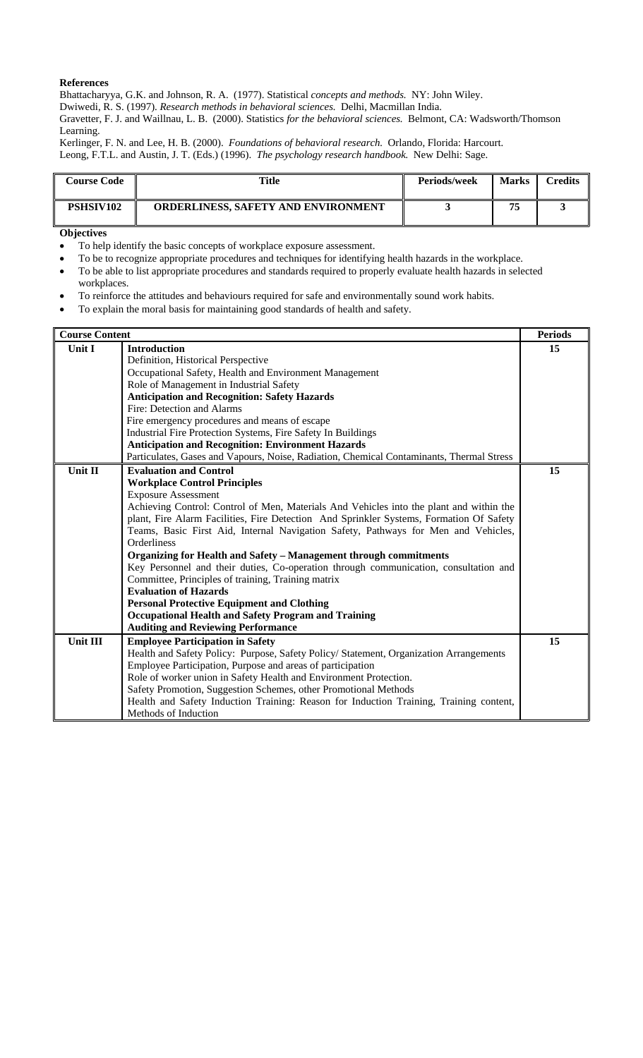**References**

Bhattacharyya, G.K. and Johnson, R. A. (1977). Statistical *concepts and methods.* NY: John Wiley.
Dwiwedi, R. S. (1997). *Research methods in behavioral sciences.* Delhi, Macmillan India.
Gravetter, F. J. and Waillnau, L. B. (2000). Statistics *for the behavioral sciences.* Belmont, CA: Wadsworth/Thomson Learning.
Kerlinger, F. N. and Lee, H. B. (2000). *Foundations of behavioral research.* Orlando, Florida: Harcourt.
Leong, F.T.L. and Austin, J. T. (Eds.) (1996). *The psychology research handbook.* New Delhi: Sage.

| Course Code | Title | Periods/week | Marks | Credits |
|---|---|---|---|---|
| **PSHSIV102** | **ORDERLINESS, SAFETY AND ENVIRONMENT** | **3** | **75** | **3** |

**Objectives**

- To help identify the basic concepts of workplace exposure assessment.
- To be to recognize appropriate procedures and techniques for identifying health hazards in the workplace.
- To be able to list appropriate procedures and standards required to properly evaluate health hazards in selected workplaces.
- To reinforce the attitudes and behaviours required for safe and environmentally sound work habits.
- To explain the moral basis for maintaining good standards of health and safety.

| **Course Content** | | **Periods** |
|---|---|---|
| **Unit I** | **Introduction**<br>Definition, Historical Perspective<br>Occupational Safety, Health and Environment Management<br>Role of Management in Industrial Safety<br>**Anticipation and Recognition: Safety Hazards**<br>Fire: Detection and Alarms<br>Fire emergency procedures and means of escape<br>Industrial Fire Protection Systems, Fire Safety In Buildings<br>**Anticipation and Recognition: Environment Hazards**<br>Particulates, Gases and Vapours, Noise, Radiation, Chemical Contaminants, Thermal Stress | **15** |
| **Unit II** | **Evaluation and Control**<br>**Workplace Control Principles**<br>Exposure Assessment<br>Achieving Control: Control of Men, Materials And Vehicles into the plant and within the plant, Fire Alarm Facilities, Fire Detection And Sprinkler Systems, Formation Of Safety Teams, Basic First Aid, Internal Navigation Safety, Pathways for Men and Vehicles, Orderliness<br>**Organizing for Health and Safety – Management through commitments**<br>Key Personnel and their duties, Co-operation through communication, consultation and Committee, Principles of training, Training matrix<br>**Evaluation of Hazards**<br>**Personal Protective Equipment and Clothing**<br>**Occupational Health and Safety Program and Training**<br>**Auditing and Reviewing Performance** | **15** |
| **Unit III** | **Employee Participation in Safety**<br>Health and Safety Policy: Purpose, Safety Policy/ Statement, Organization Arrangements<br>Employee Participation, Purpose and areas of participation<br>Role of worker union in Safety Health and Environment Protection.<br>Safety Promotion, Suggestion Schemes, other Promotional Methods<br>Health and Safety Induction Training: Reason for Induction Training, Training content, Methods of Induction | **15** |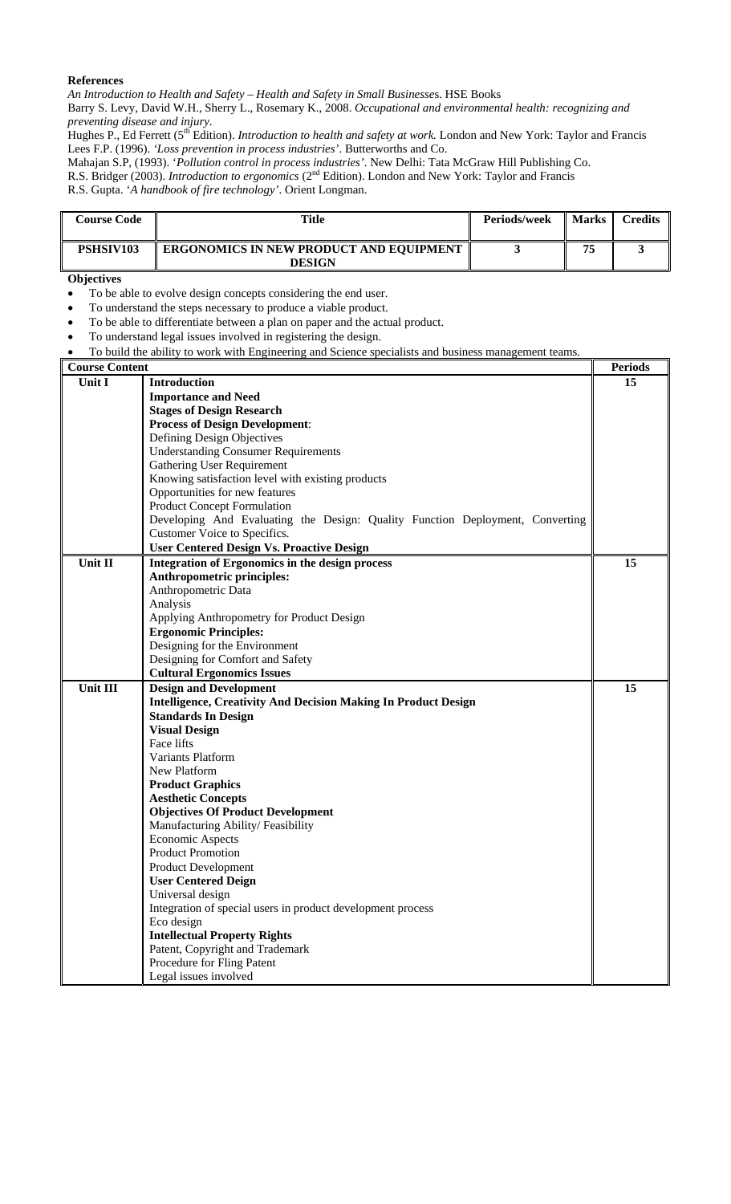**References**

*An Introduction to Health and Safety – Health and Safety in Small Businesses*. HSE Books

Barry S. Levy, David W.H., Sherry L., Rosemary K., 2008. *Occupational and environmental health: recognizing and preventing disease and injury*.

Hughes P., Ed Ferrett (5th Edition). *Introduction to health and safety at work.* London and New York: Taylor and Francis

Lees F.P. (1996). *'Loss prevention in process industries'*. Butterworths and Co.

Mahajan S.P, (1993). '*Pollution control in process industries'*. New Delhi: Tata McGraw Hill Publishing Co.

R.S. Bridger (2003). *Introduction to ergonomics* (2nd Edition). London and New York: Taylor and Francis

R.S. Gupta. '*A handbook of fire technology'*. Orient Longman.

| Course Code | Title | Periods/week | Marks | Credits |
|---|---|---|---|---|
| **PSHSIV103** | **ERGONOMICS IN NEW PRODUCT AND EQUIPMENT DESIGN** | **3** | **75** | **3** |

**Objectives**

- To be able to evolve design concepts considering the end user.
- To understand the steps necessary to produce a viable product.
- To be able to differentiate between a plan on paper and the actual product.
- To understand legal issues involved in registering the design.
- To build the ability to work with Engineering and Science specialists and business management teams.

| Course Content | | Periods |
|---|---|---|
| **Unit I** | **Introduction**<br>**Importance and Need**<br>**Stages of Design Research**<br>**Process of Design Development**:<br>Defining Design Objectives<br>Understanding Consumer Requirements<br>Gathering User Requirement<br>Knowing satisfaction level with existing products<br>Opportunities for new features<br>Product Concept Formulation<br>Developing And Evaluating the Design: Quality Function Deployment, Converting Customer Voice to Specifics.<br>**User Centered Design Vs. Proactive Design** | **15** |
| **Unit II** | **Integration of Ergonomics in the design process**<br>**Anthropometric principles:**<br>Anthropometric Data<br>Analysis<br>Applying Anthropometry for Product Design<br>**Ergonomic Principles:**<br>Designing for the Environment<br>Designing for Comfort and Safety<br>**Cultural Ergonomics Issues** | **15** |
| **Unit III** | **Design and Development**<br>**Intelligence, Creativity And Decision Making In Product Design**<br>**Standards In Design**<br>**Visual Design**<br>Face lifts<br>Variants Platform<br>New Platform<br>**Product Graphics**<br>**Aesthetic Concepts**<br>**Objectives Of Product Development**<br>Manufacturing Ability/ Feasibility<br>Economic Aspects<br>Product Promotion<br>Product Development<br>**User Centered Deign**<br>Universal design<br>Integration of special users in product development process<br>Eco design<br>**Intellectual Property Rights**<br>Patent, Copyright and Trademark<br>Procedure for Fling Patent<br>Legal issues involved | **15** |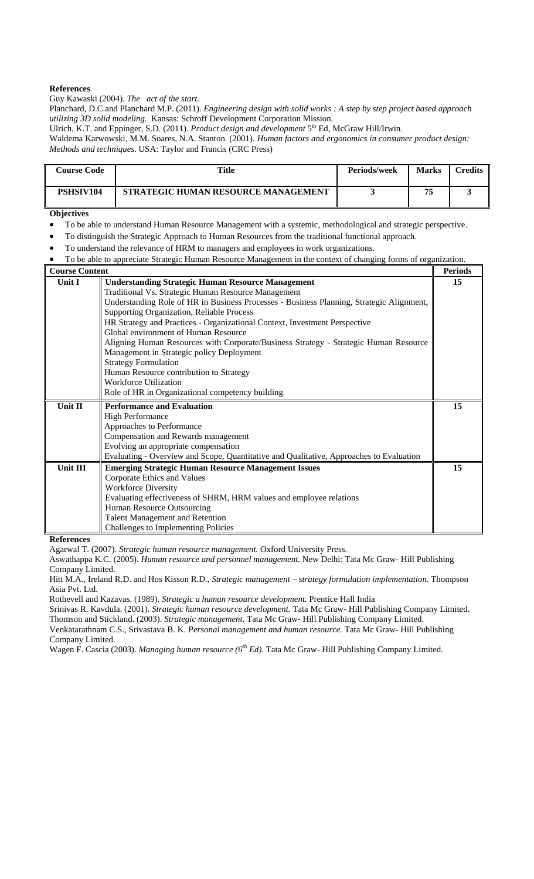**References**

Guy Kawaski (2004). *The act of the start.*

Planchard, D.C.and Planchard M.P. (2011). *Engineering design with solid works : A step by step project based approach utilizing 3D solid modeling.* Kansas: Schroff Development Corporation Mission.

Ulrich, K.T. and Eppinger, S.D. (2011). *Product design and development* 5th Ed, McGraw Hill/Irwin.

Waldema Karwowski, M.M. Soares, N.A. Stanton. (2001). *Human factors and ergonomics in consumer product design: Methods and techniques.* USA: Taylor and Francis (CRC Press)

| Course Code | Title | Periods/week | Marks | Credits |
|---|---|---|---|---|
| **PSHSIV104** | **STRATEGIC HUMAN RESOURCE MANAGEMENT** | **3** | **75** | **3** |

**Objectives**

- To be able to understand Human Resource Management with a systemic, methodological and strategic perspective.
- To distinguish the Strategic Approach to Human Resources from the traditional functional approach.
- To understand the relevance of HRM to managers and employees in work organizations.
- To be able to appreciate Strategic Human Resource Management in the context of changing forms of organization.

| Course Content | | Periods |
|---|---|---|
| **Unit I** | **Understanding Strategic Human Resource Management**<br>Traditional Vs. Strategic Human Resource Management<br>Understanding Role of HR in Business Processes - Business Planning, Strategic Alignment, Supporting Organization, Reliable Process<br>HR Strategy and Practices - Organizational Context, Investment Perspective<br>Global environment of Human Resource<br>Aligning Human Resources with Corporate/Business Strategy - Strategic Human Resource Management in Strategic policy Deployment<br>Strategy Formulation<br>Human Resource contribution to Strategy<br>Workforce Utilization<br>Role of HR in Organizational competency building | **15** |
| **Unit II** | **Performance and Evaluation**<br>High Performance<br>Approaches to Performance<br>Compensation and Rewards management<br>Evolving an appropriate compensation<br>Evaluating - Overview and Scope, Quantitative and Qualitative, Approaches to Evaluation | **15** |
| **Unit III** | **Emerging Strategic Human Resource Management Issues**<br>Corporate Ethics and Values<br>Workforce Diversity<br>Evaluating effectiveness of SHRM, HRM values and employee relations<br>Human Resource Outsourcing<br>Talent Management and Retention<br>Challenges to Implementing Policies | **15** |

**References**

Agarwal T. (2007). *Strategic human resource management.* Oxford University Press.

Aswathappa K.C. (2005). *Human resource and personnel management.* New Delhi: Tata Mc Graw- Hill Publishing Company Limited.

Hitt M.A., Ireland R.D. and Hos Kisson R.D., *Strategic management – strategy formulation implementation.* Thompson Asia Pvt. Ltd.

Rothevell and Kazavas. (1989). *Strategic a human resource development.* Prentice Hall India

Srinivas R. Kavdula. (2001). *Strategic human resource development.* Tata Mc Graw- Hill Publishing Company Limited.

Thomson and Stickland. (2003). *Strategic management.* Tata Mc Graw- Hill Publishing Company Limited.

Venkatarathnam C.S., Srivastava B. K. *Personal management and human resource.* Tata Mc Graw- Hill Publishing Company Limited.

Wagen F. Cascia (2003). *Managing human resource (6th Ed).* Tata Mc Graw- Hill Publishing Company Limited.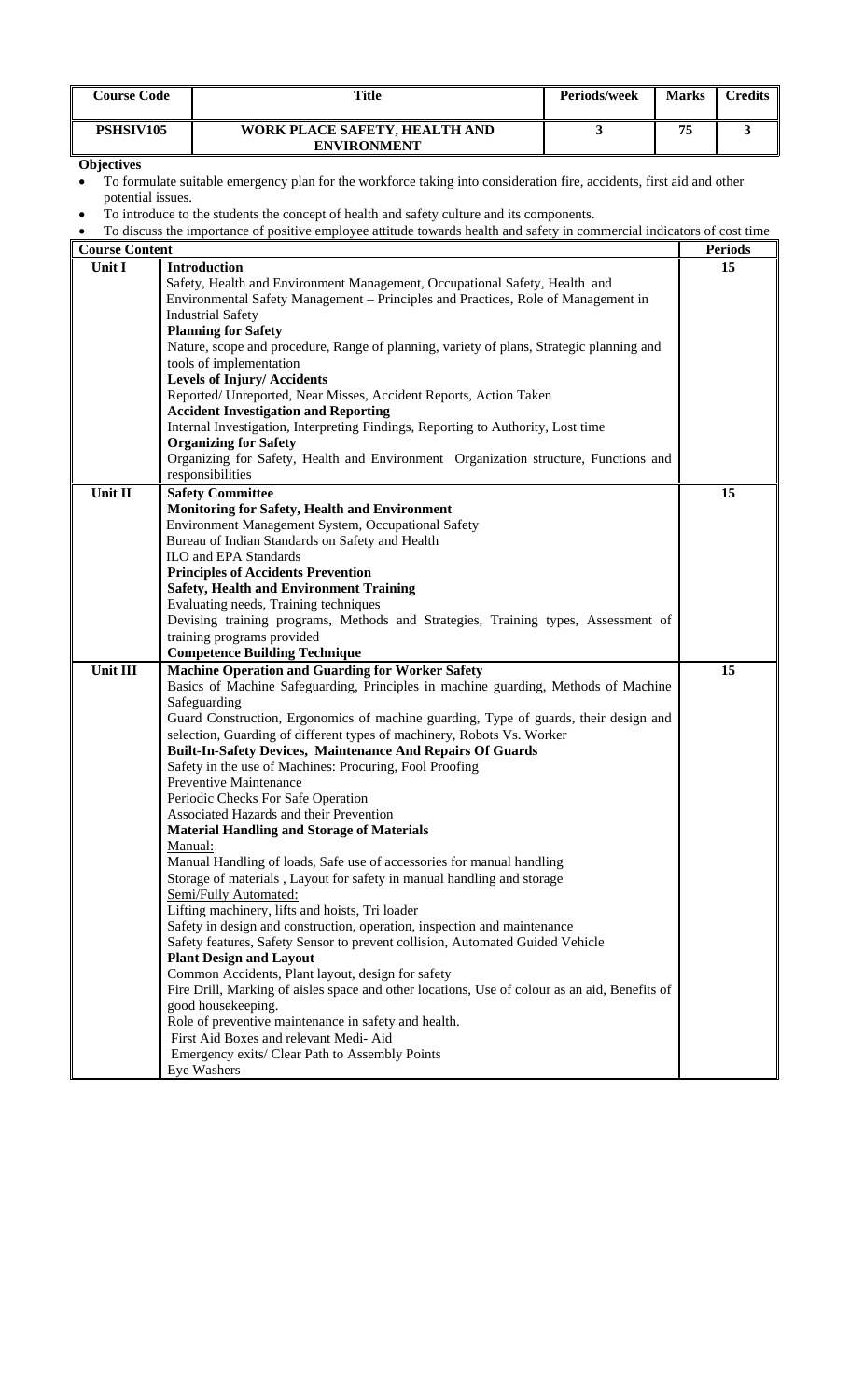| Course Code | Title | Periods/week | Marks | Credits |
|---|---|---|---|---|
| PSHSIV105 | WORK PLACE SAFETY, HEALTH AND ENVIRONMENT | 3 | 75 | 3 |

**Objectives**

- To formulate suitable emergency plan for the workforce taking into consideration fire, accidents, first aid and other potential issues.
- To introduce to the students the concept of health and safety culture and its components.
- To discuss the importance of positive employee attitude towards health and safety in commercial indicators of cost time

| Course Content | | Periods |
|---|---|---|
| Unit I | **Introduction**<br>Safety, Health and Environment Management, Occupational Safety, Health and Environmental Safety Management – Principles and Practices, Role of Management in Industrial Safety<br>**Planning for Safety**<br>Nature, scope and procedure, Range of planning, variety of plans, Strategic planning and tools of implementation<br>**Levels of Injury/ Accidents**<br>Reported/ Unreported, Near Misses, Accident Reports, Action Taken<br>**Accident Investigation and Reporting**<br>Internal Investigation, Interpreting Findings, Reporting to Authority, Lost time<br>**Organizing for Safety**<br>Organizing for Safety, Health and Environment Organization structure, Functions and responsibilities | 15 |
| Unit II | **Safety Committee**<br>**Monitoring for Safety, Health and Environment**<br>Environment Management System, Occupational Safety<br>Bureau of Indian Standards on Safety and Health<br>ILO and EPA Standards<br>**Principles of Accidents Prevention**<br>**Safety, Health and Environment Training**<br>Evaluating needs, Training techniques<br>Devising training programs, Methods and Strategies, Training types, Assessment of training programs provided<br>**Competence Building Technique** | 15 |
| Unit III | **Machine Operation and Guarding for Worker Safety**<br>Basics of Machine Safeguarding, Principles in machine guarding, Methods of Machine Safeguarding<br>Guard Construction, Ergonomics of machine guarding, Type of guards, their design and selection, Guarding of different types of machinery, Robots Vs. Worker<br>**Built-In-Safety Devices, Maintenance And Repairs Of Guards**<br>Safety in the use of Machines: Procuring, Fool Proofing<br>Preventive Maintenance<br>Periodic Checks For Safe Operation<br>Associated Hazards and their Prevention<br>**Material Handling and Storage of Materials**<br>Manual:<br>Manual Handling of loads, Safe use of accessories for manual handling<br>Storage of materials , Layout for safety in manual handling and storage<br>Semi/Fully Automated:<br>Lifting machinery, lifts and hoists, Tri loader<br>Safety in design and construction, operation, inspection and maintenance<br>Safety features, Safety Sensor to prevent collision, Automated Guided Vehicle<br>**Plant Design and Layout**<br>Common Accidents, Plant layout, design for safety<br>Fire Drill, Marking of aisles space and other locations, Use of colour as an aid, Benefits of good housekeeping.<br>Role of preventive maintenance in safety and health.<br>First Aid Boxes and relevant Medi- Aid<br>Emergency exits/ Clear Path to Assembly Points<br>Eye Washers | 15 |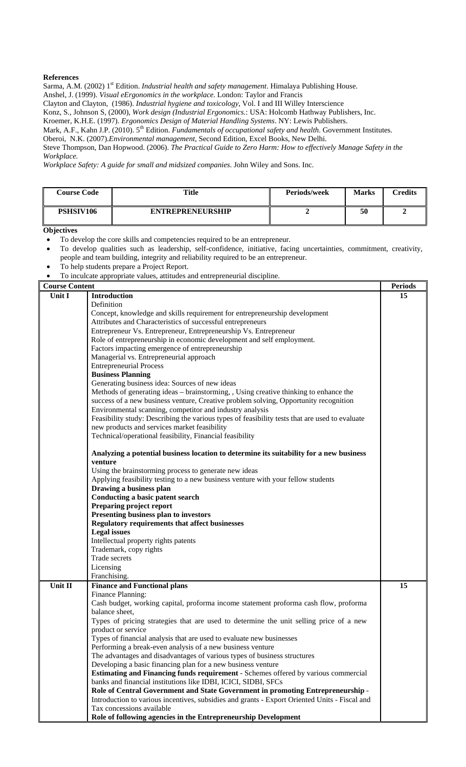**References**

Sarma, A.M. (2002) 1st Edition. *Industrial health and safety management*. Himalaya Publishing House.

Anshel, J. (1999). *Visual eErgonomics in the workplace*. London: Taylor and Francis

Clayton and Clayton, (1986). *Industrial hygiene and toxicology*, Vol. I and III Willey Interscience

Konz, S., Johnson S, (2000), *Work design (Industrial Ergonomics*.: USA: Holcomb Hathway Publishers, Inc.

Kroemer, K.H.E. (1997). *Ergonomics Design of Material Handling Systems*. NY: Lewis Publishers.

Mark, A.F., Kahn J.P. (2010). 5th Edition. *Fundamentals of occupational safety and health*. Government Institutes.

Oberoi, N.K. (2007).*Environmental management*, Second Edition, Excel Books, New Delhi.

Steve Thompson, Dan Hopwood. (2006). *The Practical Guide to Zero Harm: How to effectively Manage Safety in the Workplace.*

*Workplace Safety: A guide for small and midsized companies*. John Wiley and Sons. Inc.

| Course Code | Title | Periods/week | Marks | Credits |
|---|---|---|---|---|
| **PSHSIV106** | **ENTREPRENEURSHIP** | **2** | **50** | **2** |

**Objectives**

- To develop the core skills and competencies required to be an entrepreneur.
- To develop qualities such as leadership, self-confidence, initiative, facing uncertainties, commitment, creativity, people and team building, integrity and reliability required to be an entrepreneur.
- To help students prepare a Project Report.
- To inculcate appropriate values, attitudes and entrepreneurial discipline.

| Course Content | | Periods |
|---|---|---|
| **Unit I** | **Introduction**<br>Definition<br>Concept, knowledge and skills requirement for entrepreneurship development<br>Attributes and Characteristics of successful entrepreneurs<br>Entrepreneur Vs. Entrepreneur, Entrepreneurship Vs. Entrepreneur<br>Role of entrepreneurship in economic development and self employment.<br>Factors impacting emergence of entrepreneurship<br>Managerial vs. Entrepreneurial approach<br>Entrepreneurial Process<br>**Business Planning**<br>Generating business idea: Sources of new ideas<br>Methods of generating ideas – brainstorming, , Using creative thinking to enhance the success of a new business venture, Creative problem solving, Opportunity recognition<br>Environmental scanning, competitor and industry analysis<br>Feasibility study: Describing the various types of feasibility tests that are used to evaluate new products and services market feasibility<br>Technical/operational feasibility, Financial feasibility<br><br>**Analyzing a potential business location to determine its suitability for a new business venture**<br>Using the brainstorming process to generate new ideas<br>Applying feasibility testing to a new business venture with your fellow students<br>**Drawing a business plan**<br>**Conducting a basic patent search**<br>**Preparing project report**<br>**Presenting business plan to investors**<br>**Regulatory requirements that affect businesses**<br>**Legal issues**<br>Intellectual property rights patents<br>Trademark, copy rights<br>Trade secrets<br>Licensing<br>Franchising. | **15** |
| **Unit II** | **Finance and Functional plans**<br>Finance Planning:<br>Cash budget, working capital, proforma income statement proforma cash flow, proforma balance sheet,<br>Types of pricing strategies that are used to determine the unit selling price of a new product or service<br>Types of financial analysis that are used to evaluate new businesses<br>Performing a break-even analysis of a new business venture<br>The advantages and disadvantages of various types of business structures<br>Developing a basic financing plan for a new business venture<br>**Estimating and Financing funds requirement** - Schemes offered by various commercial banks and financial institutions like IDBI, ICICI, SIDBI, SFCs<br>**Role of Central Government and State Government in promoting Entrepreneurship** - Introduction to various incentives, subsidies and grants - Export Oriented Units - Fiscal and Tax concessions available<br>**Role of following agencies in the Entrepreneurship Development** | **15** |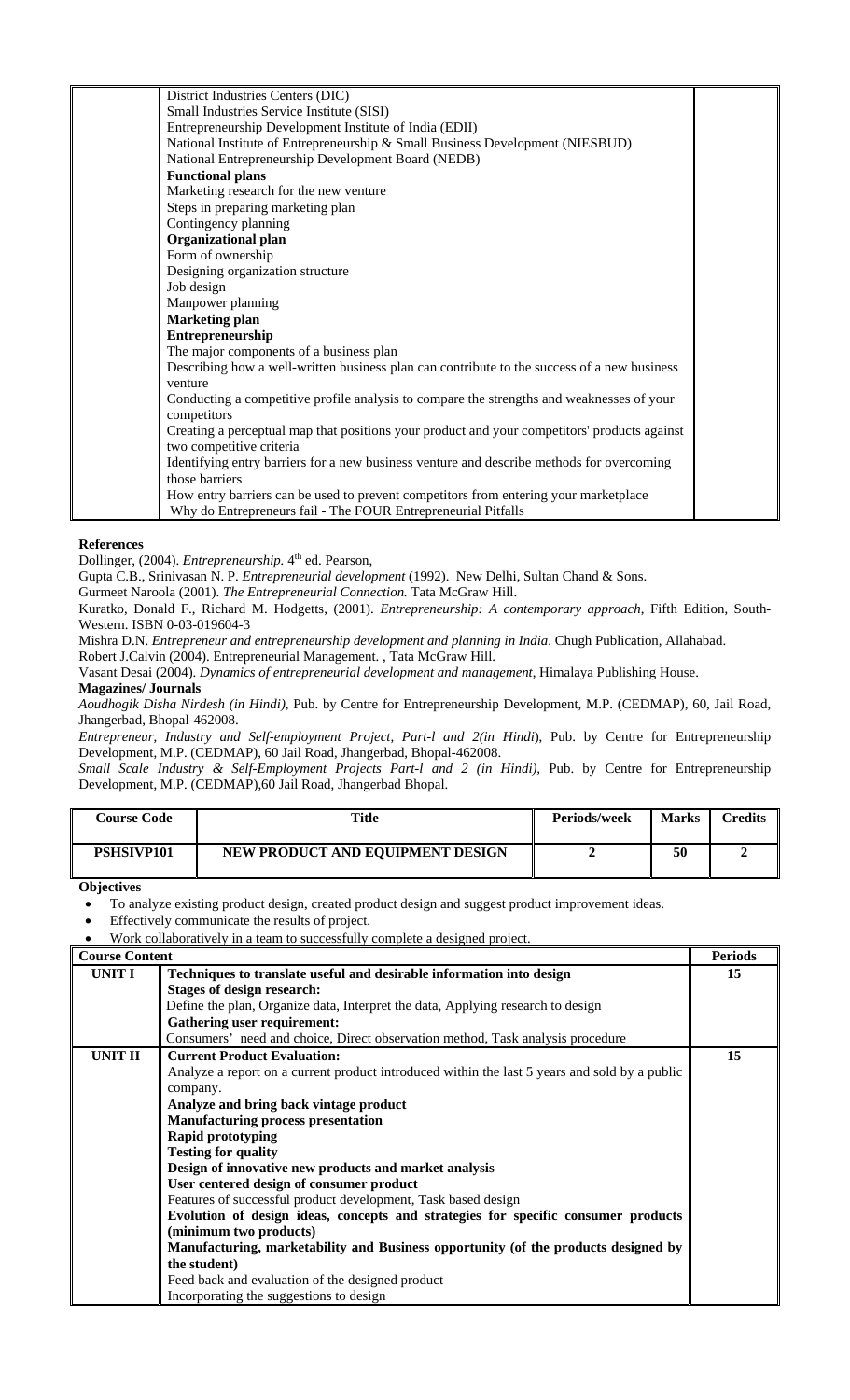| | | |
|---|---|---|
| | District Industries Centers (DIC)<br>Small Industries Service Institute (SISI)<br>Entrepreneurship Development Institute of India (EDII)<br>National Institute of Entrepreneurship & Small Business Development (NIESBUD)<br>National Entrepreneurship Development Board (NEDB)<br>**Functional plans**<br>Marketing research for the new venture<br>Steps in preparing marketing plan<br>Contingency planning<br>**Organizational plan**<br>Form of ownership<br>Designing organization structure<br>Job design<br>Manpower planning<br>**Marketing plan**<br>**Entrepreneurship**<br>The major components of a business plan<br>Describing how a well-written business plan can contribute to the success of a new business venture<br>Conducting a competitive profile analysis to compare the strengths and weaknesses of your competitors<br>Creating a perceptual map that positions your product and your competitors' products against two competitive criteria<br>Identifying entry barriers for a new business venture and describe methods for overcoming those barriers<br>How entry barriers can be used to prevent competitors from entering your marketplace<br>Why do Entrepreneurs fail - The FOUR Entrepreneurial Pitfalls | |

**References**

Dollinger, (2004). *Entrepreneurship.* 4th ed. Pearson,

Gupta C.B., Srinivasan N. P. *Entrepreneurial development* (1992). New Delhi, Sultan Chand & Sons.

Gurmeet Naroola (2001). *The Entrepreneurial Connection.* Tata McGraw Hill.

Kuratko, Donald F., Richard M. Hodgetts, (2001). *Entrepreneurship: A contemporary approach*, Fifth Edition, South-Western. ISBN 0-03-019604-3

Mishra D.N. *Entrepreneur and entrepreneurship development and planning in India*. Chugh Publication, Allahabad.

Robert J.Calvin (2004). Entrepreneurial Management. , Tata McGraw Hill.

Vasant Desai (2004). *Dynamics of entrepreneurial development and management*, Himalaya Publishing House.

**Magazines/ Journals**

*Aoudhogik Disha Nirdesh (in Hindi)*, Pub. by Centre for Entrepreneurship Development, M.P. (CEDMAP), 60, Jail Road, Jhangerbad, Bhopal-462008.

*Entrepreneur, Industry and Self-employment Project, Part-l and 2(in Hindi*), Pub. by Centre for Entrepreneurship Development, M.P. (CEDMAP), 60 Jail Road, Jhangerbad, Bhopal-462008.

*Small Scale Industry & Self-Employment Projects Part-l and 2 (in Hindi)*, Pub. by Centre for Entrepreneurship Development, M.P. (CEDMAP),60 Jail Road, Jhangerbad Bhopal.

| Course Code | Title | Periods/week | Marks | Credits |
|---|---|---|---|---|
| **PSHSIVP101** | **NEW PRODUCT AND EQUIPMENT DESIGN** | **2** | **50** | **2** |

**Objectives**

- To analyze existing product design, created product design and suggest product improvement ideas.
- Effectively communicate the results of project.
- Work collaboratively in a team to successfully complete a designed project.

| Course Content | | Periods |
|---|---|---|
| **UNIT I** | **Techniques to translate useful and desirable information into design**<br>**Stages of design research:**<br>Define the plan, Organize data, Interpret the data, Applying research to design<br>**Gathering user requirement:**<br>Consumers' need and choice, Direct observation method, Task analysis procedure | **15** |
| **UNIT II** | **Current Product Evaluation:**<br>Analyze a report on a current product introduced within the last 5 years and sold by a public company.<br>**Analyze and bring back vintage product**<br>**Manufacturing process presentation**<br>**Rapid prototyping**<br>**Testing for quality**<br>**Design of innovative new products and market analysis**<br>**User centered design of consumer product**<br>Features of successful product development, Task based design<br>**Evolution of design ideas, concepts and strategies for specific consumer products (minimum two products)**<br>**Manufacturing, marketability and Business opportunity (of the products designed by the student)**<br>Feed back and evaluation of the designed product<br>Incorporating the suggestions to design | **15** |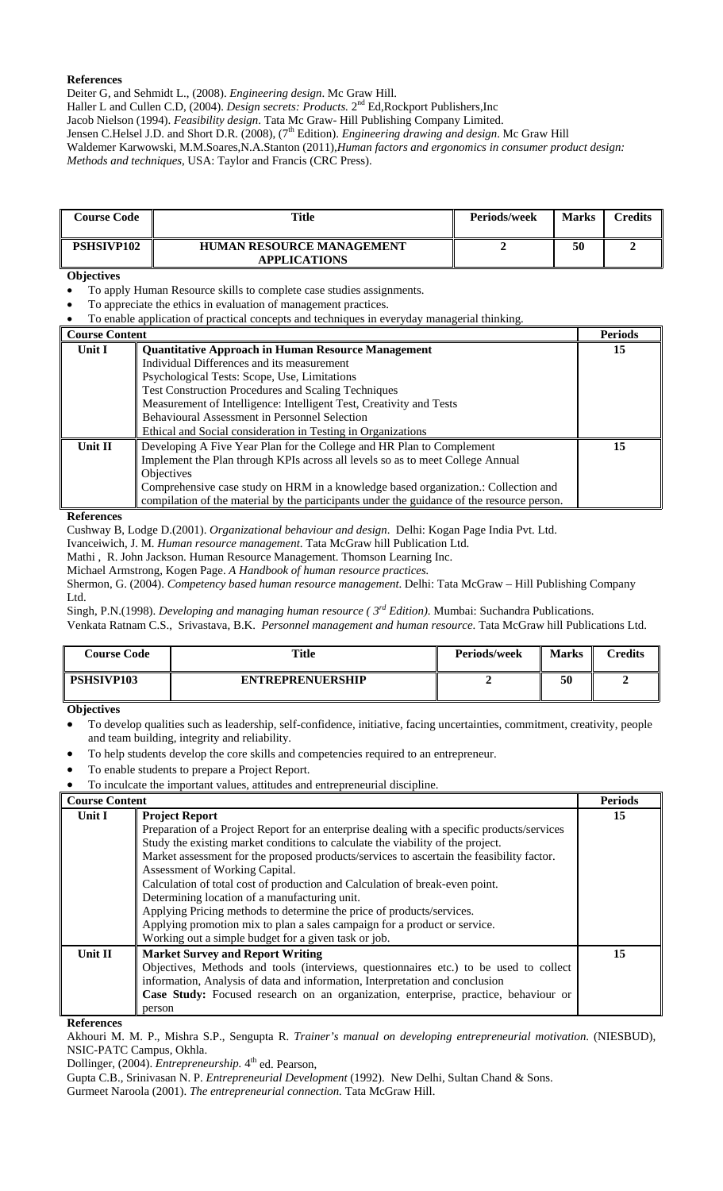**References**

Deiter G, and Sehmidt L., (2008). *Engineering design*. Mc Graw Hill.

Haller L and Cullen C.D, (2004). *Design secrets: Products.* 2[nd] Ed,Rockport Publishers,Inc

Jacob Nielson (1994). *Feasibility design*. Tata Mc Graw- Hill Publishing Company Limited.

Jensen C.Helsel J.D. and Short D.R. (2008), (7[th] Edition). *Engineering drawing and design*. Mc Graw Hill

Waldemer Karwowski, M.M.Soares,N.A.Stanton (2011),*Human factors and ergonomics in consumer product design: Methods and techniques*, USA: Taylor and Francis (CRC Press).

| Course Code | Title | Periods/week | Marks | Credits |
|---|---|---|---|---|
| **PSHSIVP102** | **HUMAN RESOURCE MANAGEMENT APPLICATIONS** | **2** | **50** | **2** |

**Objectives**

- To apply Human Resource skills to complete case studies assignments.
- To appreciate the ethics in evaluation of management practices.
- To enable application of practical concepts and techniques in everyday managerial thinking.

| Course Content | | Periods |
|---|---|---|
| **Unit I** | **Quantitative Approach in Human Resource Management**<br>Individual Differences and its measurement<br>Psychological Tests: Scope, Use, Limitations<br>Test Construction Procedures and Scaling Techniques<br>Measurement of Intelligence: Intelligent Test, Creativity and Tests<br>Behavioural Assessment in Personnel Selection<br>Ethical and Social consideration in Testing in Organizations | **15** |
| **Unit II** | Developing A Five Year Plan for the College and HR Plan to Complement<br>Implement the Plan through KPIs across all levels so as to meet College Annual Objectives<br>Comprehensive case study on HRM in a knowledge based organization.: Collection and compilation of the material by the participants under the guidance of the resource person. | **15** |

**References**

Cushway B, Lodge D.(2001). *Organizational behaviour and design*. Delhi: Kogan Page India Pvt. Ltd.

Ivanceiwich, J. M. *Human resource management*. Tata McGraw hill Publication Ltd.

Mathi , R. John Jackson. Human Resource Management. Thomson Learning Inc.

Michael Armstrong, Kogen Page. *A Handbook of human resource practices.*

Shermon, G. (2004). *Competency based human resource management*. Delhi: Tata McGraw – Hill Publishing Company Ltd.

Singh, P.N.(1998). *Developing and managing human resource ( 3[rd] Edition)*. Mumbai: Suchandra Publications.

Venkata Ratnam C.S., Srivastava, B.K. *Personnel management and human resource*. Tata McGraw hill Publications Ltd.

| Course Code | Title | Periods/week | Marks | Credits |
|---|---|---|---|---|
| **PSHSIVP103** | **ENTREPRENEURSHIP** | **2** | **50** | **2** |

**Objectives**

- To develop qualities such as leadership, self-confidence, initiative, facing uncertainties, commitment, creativity, people and team building, integrity and reliability.
- To help students develop the core skills and competencies required to an entrepreneur.
- To enable students to prepare a Project Report.
- To inculcate the important values, attitudes and entrepreneurial discipline.

| Course Content | | Periods |
|---|---|---|
| **Unit I** | **Project Report**<br>Preparation of a Project Report for an enterprise dealing with a specific products/services<br>Study the existing market conditions to calculate the viability of the project.<br>Market assessment for the proposed products/services to ascertain the feasibility factor.<br>Assessment of Working Capital.<br>Calculation of total cost of production and Calculation of break-even point.<br>Determining location of a manufacturing unit.<br>Applying Pricing methods to determine the price of products/services.<br>Applying promotion mix to plan a sales campaign for a product or service.<br>Working out a simple budget for a given task or job. | **15** |
| **Unit II** | **Market Survey and Report Writing**<br>Objectives, Methods and tools (interviews, questionnaires etc.) to be used to collect information, Analysis of data and information, Interpretation and conclusion<br>**Case Study:** Focused research on an organization, enterprise, practice, behaviour or person | **15** |

**References**

Akhouri M. M. P., Mishra S.P., Sengupta R. *Trainer's manual on developing entrepreneurial motivation.* (NIESBUD), NSIC-PATC Campus, Okhla.

Dollinger, (2004). *Entrepreneurship.* 4[th] ed. Pearson,

Gupta C.B., Srinivasan N. P. *Entrepreneurial Development* (1992). New Delhi, Sultan Chand & Sons.

Gurmeet Naroola (2001). *The entrepreneurial connection.* Tata McGraw Hill.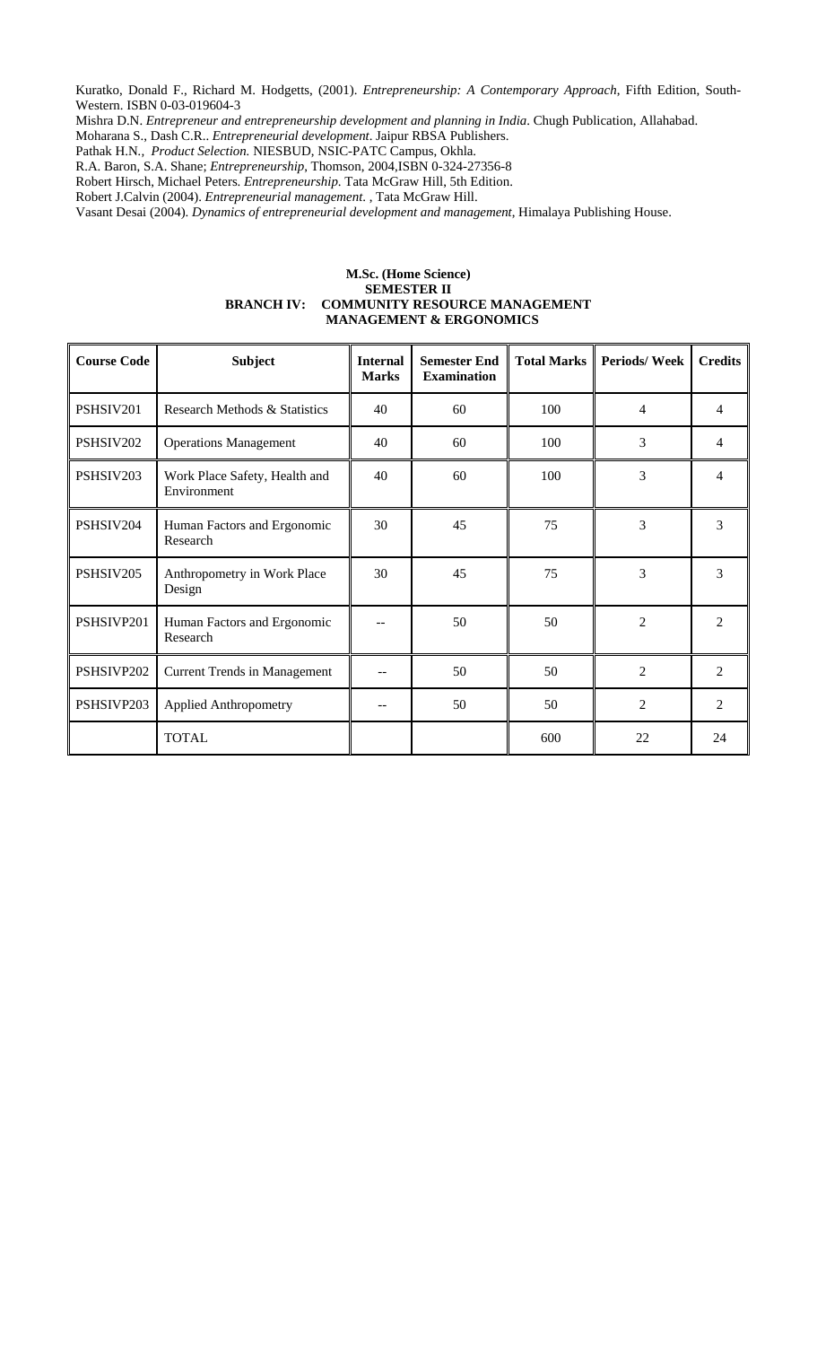Kuratko, Donald F., Richard M. Hodgetts, (2001). *Entrepreneurship: A Contemporary Approach*, Fifth Edition, South-Western. ISBN 0-03-019604-3

Mishra D.N. *Entrepreneur and entrepreneurship development and planning in India*. Chugh Publication, Allahabad.

Moharana S., Dash C.R.. *Entrepreneurial development*. Jaipur RBSA Publishers.

Pathak H.N., *Product Selection.* NIESBUD, NSIC-PATC Campus, Okhla.

R.A. Baron, S.A. Shane; *Entrepreneurship*, Thomson, 2004,ISBN 0-324-27356-8

Robert Hirsch, Michael Peters. *Entrepreneurship*. Tata McGraw Hill, 5th Edition.

Robert J.Calvin (2004). *Entrepreneurial management*. , Tata McGraw Hill.

Vasant Desai (2004). *Dynamics of entrepreneurial development and management*, Himalaya Publishing House.

**M.Sc. (Home Science)**
**SEMESTER II**
**BRANCH IV: COMMUNITY RESOURCE MANAGEMENT**
**MANAGEMENT & ERGONOMICS**

| Course Code | Subject | Internal Marks | Semester End Examination | Total Marks | Periods/ Week | Credits |
|---|---|---|---|---|---|---|
| PSHSIV201 | Research Methods & Statistics | 40 | 60 | 100 | 4 | 4 |
| PSHSIV202 | Operations Management | 40 | 60 | 100 | 3 | 4 |
| PSHSIV203 | Work Place Safety, Health and Environment | 40 | 60 | 100 | 3 | 4 |
| PSHSIV204 | Human Factors and Ergonomic Research | 30 | 45 | 75 | 3 | 3 |
| PSHSIV205 | Anthropometry in Work Place Design | 30 | 45 | 75 | 3 | 3 |
| PSHSIVP201 | Human Factors and Ergonomic Research | -- | 50 | 50 | 2 | 2 |
| PSHSIVP202 | Current Trends in Management | -- | 50 | 50 | 2 | 2 |
| PSHSIVP203 | Applied Anthropometry | -- | 50 | 50 | 2 | 2 |
| | TOTAL | | | 600 | 22 | 24 |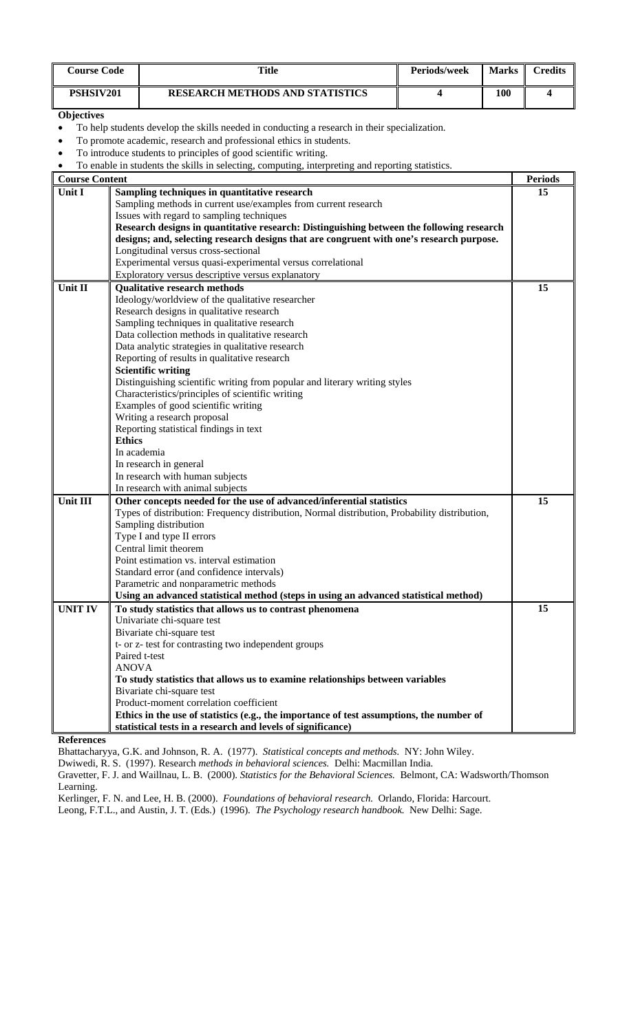| Course Code | Title | Periods/week | Marks | Credits |
|---|---|---|---|---|
| PSHSIV201 | RESEARCH METHODS AND STATISTICS | 4 | 100 | 4 |

**Objectives**

- To help students develop the skills needed in conducting a research in their specialization.
- To promote academic, research and professional ethics in students.
- To introduce students to principles of good scientific writing.
- To enable in students the skills in selecting, computing, interpreting and reporting statistics.

| Course Content | | Periods |
|---|---|---|
| **Unit I** | **Sampling techniques in quantitative research**<br>Sampling methods in current use/examples from current research<br>Issues with regard to sampling techniques<br>**Research designs in quantitative research: Distinguishing between the following research designs; and, selecting research designs that are congruent with one's research purpose.**<br>Longitudinal versus cross-sectional<br>Experimental versus quasi-experimental versus correlational<br>Exploratory versus descriptive versus explanatory | 15 |
| **Unit II** | **Qualitative research methods**<br>Ideology/worldview of the qualitative researcher<br>Research designs in qualitative research<br>Sampling techniques in qualitative research<br>Data collection methods in qualitative research<br>Data analytic strategies in qualitative research<br>Reporting of results in qualitative research<br>**Scientific writing**<br>Distinguishing scientific writing from popular and literary writing styles<br>Characteristics/principles of scientific writing<br>Examples of good scientific writing<br>Writing a research proposal<br>Reporting statistical findings in text<br>**Ethics**<br>In academia<br>In research in general<br>In research with human subjects<br>In research with animal subjects | 15 |
| **Unit III** | **Other concepts needed for the use of advanced/inferential statistics**<br>Types of distribution: Frequency distribution, Normal distribution, Probability distribution,<br>Sampling distribution<br>Type I and type II errors<br>Central limit theorem<br>Point estimation vs. interval estimation<br>Standard error (and confidence intervals)<br>Parametric and nonparametric methods<br>**Using an advanced statistical method (steps in using an advanced statistical method)** | 15 |
| **UNIT IV** | **To study statistics that allows us to contrast phenomena**<br>Univariate chi-square test<br>Bivariate chi-square test<br>t- or z- test for contrasting two independent groups<br>Paired t-test<br>ANOVA<br>**To study statistics that allows us to examine relationships between variables**<br>Bivariate chi-square test<br>Product-moment correlation coefficient<br>**Ethics in the use of statistics (e.g., the importance of test assumptions, the number of statistical tests in a research and levels of significance)** | 15 |

**References**

Bhattacharyya, G.K. and Johnson, R. A. (1977). *Statistical concepts and methods.* NY: John Wiley.

Dwiwedi, R. S. (1997). Research *methods in behavioral sciences.* Delhi: Macmillan India.

Gravetter, F. J. and Waillnau, L. B. (2000). *Statistics for the Behavioral Sciences.* Belmont, CA: Wadsworth/Thomson Learning.

Kerlinger, F. N. and Lee, H. B. (2000). *Foundations of behavioral research.* Orlando, Florida: Harcourt.

Leong, F.T.L., and Austin, J. T. (Eds.) (1996). *The Psychology research handbook.* New Delhi: Sage.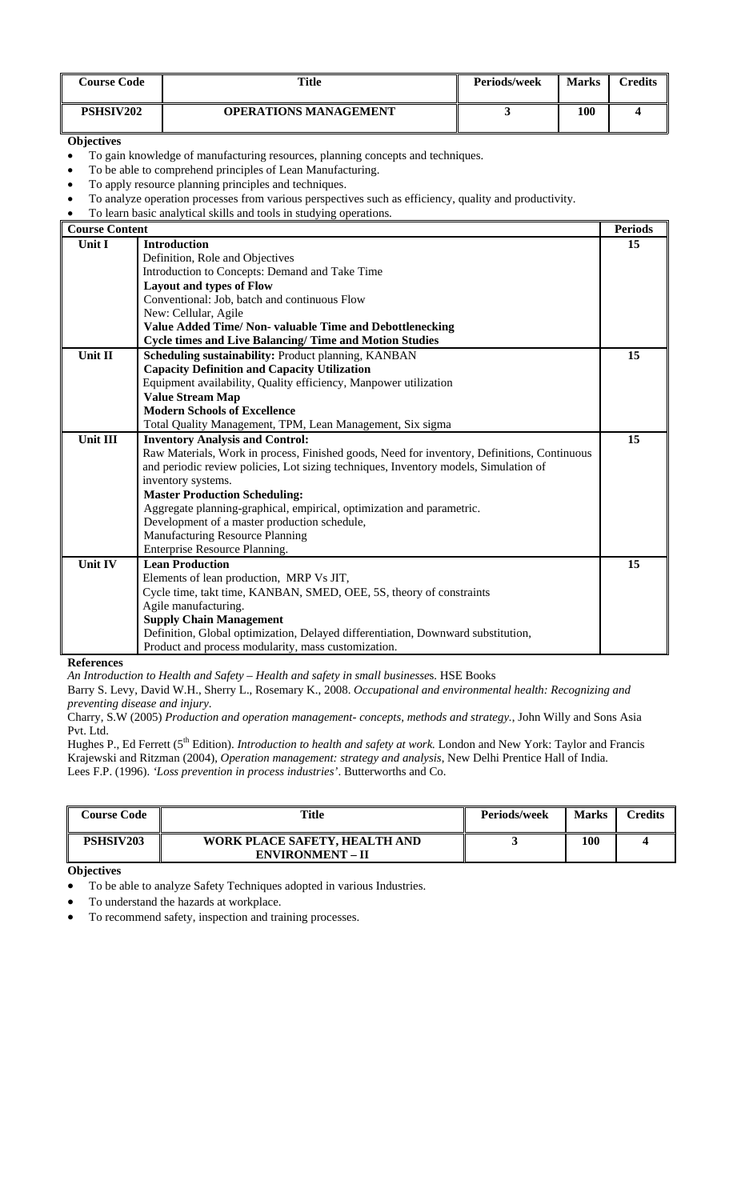| Course Code | Title | Periods/week | Marks | Credits |
|---|---|---|---|---|
| PSHSIV202 | OPERATIONS MANAGEMENT | 3 | 100 | 4 |

**Objectives**

- To gain knowledge of manufacturing resources, planning concepts and techniques.
- To be able to comprehend principles of Lean Manufacturing.
- To apply resource planning principles and techniques.
- To analyze operation processes from various perspectives such as efficiency, quality and productivity.
- To learn basic analytical skills and tools in studying operations.

| Course Content | | Periods |
|---|---|---|
| Unit I | **Introduction**<br>Definition, Role and Objectives<br>Introduction to Concepts: Demand and Take Time<br>**Layout and types of Flow**<br>Conventional: Job, batch and continuous Flow<br>New: Cellular, Agile<br>**Value Added Time/ Non- valuable Time and Debottlenecking**<br>**Cycle times and Live Balancing/ Time and Motion Studies** | 15 |
| Unit II | **Scheduling sustainability:** Product planning, KANBAN<br>**Capacity Definition and Capacity Utilization**<br>Equipment availability, Quality efficiency, Manpower utilization<br>**Value Stream Map**<br>**Modern Schools of Excellence**<br>Total Quality Management, TPM, Lean Management, Six sigma | 15 |
| Unit III | **Inventory Analysis and Control:**<br>Raw Materials, Work in process, Finished goods, Need for inventory, Definitions, Continuous and periodic review policies, Lot sizing techniques, Inventory models, Simulation of inventory systems.<br>**Master Production Scheduling:**<br>Aggregate planning-graphical, empirical, optimization and parametric.<br>Development of a master production schedule,<br>Manufacturing Resource Planning<br>Enterprise Resource Planning. | 15 |
| Unit IV | **Lean Production**<br>Elements of lean production, MRP Vs JIT,<br>Cycle time, takt time, KANBAN, SMED, OEE, 5S, theory of constraints<br>Agile manufacturing.<br>**Supply Chain Management**<br>Definition, Global optimization, Delayed differentiation, Downward substitution,<br>Product and process modularity, mass customization. | 15 |

**References**

*An Introduction to Health and Safety – Health and safety in small businesses*. HSE Books

Barry S. Levy, David W.H., Sherry L., Rosemary K., 2008. *Occupational and environmental health: Recognizing and preventing disease and injury*.

Charry, S.W (2005) *Production and operation management- concepts, methods and strategy.*, John Willy and Sons Asia Pvt. Ltd.

Hughes P., Ed Ferrett (5th Edition). *Introduction to health and safety at work.* London and New York: Taylor and Francis

Krajewski and Ritzman (2004), *Operation management: strategy and analysis*, New Delhi Prentice Hall of India.

Lees F.P. (1996). *'Loss prevention in process industries'*. Butterworths and Co.

| Course Code | Title | Periods/week | Marks | Credits |
|---|---|---|---|---|
| PSHSIV203 | WORK PLACE SAFETY, HEALTH AND ENVIRONMENT – II | 3 | 100 | 4 |

**Objectives**

- To be able to analyze Safety Techniques adopted in various Industries.
- To understand the hazards at workplace.
- To recommend safety, inspection and training processes.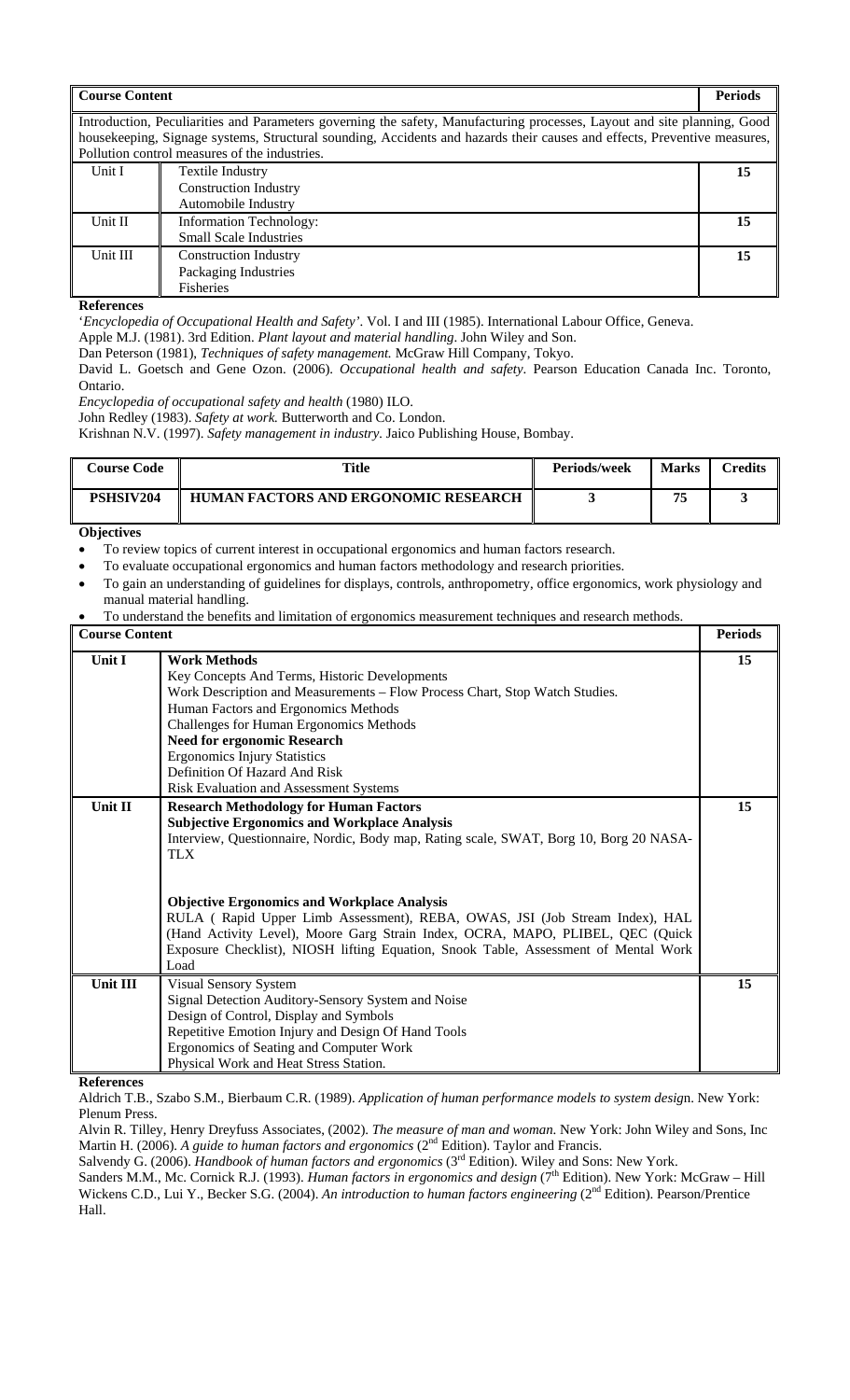| Course Content | | Periods |
|---|---|---|
| Introduction, Peculiarities and Parameters governing the safety, Manufacturing processes, Layout and site planning, Good housekeeping, Signage systems, Structural sounding, Accidents and hazards their causes and effects, Preventive measures, Pollution control measures of the industries. | | |
| Unit I | Textile Industry<br>Construction Industry<br>Automobile Industry | 15 |
| Unit II | Information Technology:<br>Small Scale Industries | 15 |
| Unit III | Construction Industry<br>Packaging Industries<br>Fisheries | 15 |

**References**

'*Encyclopedia of Occupational Health and Safety'*. Vol. I and III (1985). International Labour Office, Geneva.

Apple M.J. (1981). 3rd Edition. *Plant layout and material handling*. John Wiley and Son.

Dan Peterson (1981), *Techniques of safety management.* McGraw Hill Company, Tokyo.

David L. Goetsch and Gene Ozon. (2006). *Occupational health and safety*. Pearson Education Canada Inc. Toronto, Ontario.

*Encyclopedia of occupational safety and health* (1980) ILO.

John Redley (1983). *Safety at work.* Butterworth and Co. London.

Krishnan N.V. (1997). *Safety management in industry*. Jaico Publishing House, Bombay.

| Course Code | Title | Periods/week | Marks | Credits |
|---|---|---|---|---|
| **PSHSIV204** | **HUMAN FACTORS AND ERGONOMIC RESEARCH** | **3** | **75** | **3** |

**Objectives**

- To review topics of current interest in occupational ergonomics and human factors research.
- To evaluate occupational ergonomics and human factors methodology and research priorities.
- To gain an understanding of guidelines for displays, controls, anthropometry, office ergonomics, work physiology and manual material handling.
- To understand the benefits and limitation of ergonomics measurement techniques and research methods.

| Course Content | | Periods |
|---|---|---|
| **Unit I** | **Work Methods**<br>Key Concepts And Terms, Historic Developments<br>Work Description and Measurements – Flow Process Chart, Stop Watch Studies.<br>Human Factors and Ergonomics Methods<br>Challenges for Human Ergonomics Methods<br>**Need for ergonomic Research**<br>Ergonomics Injury Statistics<br>Definition Of Hazard And Risk<br>Risk Evaluation and Assessment Systems | 15 |
| **Unit II** | **Research Methodology for Human Factors**<br>**Subjective Ergonomics and Workplace Analysis**<br>Interview, Questionnaire, Nordic, Body map, Rating scale, SWAT, Borg 10, Borg 20 NASA-TLX<br><br>**Objective Ergonomics and Workplace Analysis**<br>RULA ( Rapid Upper Limb Assessment), REBA, OWAS, JSI (Job Stream Index), HAL (Hand Activity Level), Moore Garg Strain Index, OCRA, MAPO, PLIBEL, QEC (Quick Exposure Checklist), NIOSH lifting Equation, Snook Table, Assessment of Mental Work Load | 15 |
| **Unit III** | Visual Sensory System<br>Signal Detection Auditory-Sensory System and Noise<br>Design of Control, Display and Symbols<br>Repetitive Emotion Injury and Design Of Hand Tools<br>Ergonomics of Seating and Computer Work<br>Physical Work and Heat Stress Station. | 15 |

**References**

Aldrich T.B., Szabo S.M., Bierbaum C.R. (1989). *Application of human performance models to system desig*n. New York: Plenum Press.

Alvin R. Tilley, Henry Dreyfuss Associates, (2002). *The measure of man and woman.* New York: John Wiley and Sons, Inc

Martin H. (2006). *A guide to human factors and ergonomics* (2nd Edition). Taylor and Francis.

Salvendy G. (2006). *Handbook of human factors and ergonomics* (3rd Edition). Wiley and Sons: New York.

Sanders M.M., Mc. Cornick R.J. (1993). *Human factors in ergonomics and design* (7th Edition). New York: McGraw – Hill

Wickens C.D., Lui Y., Becker S.G. (2004). *An introduction to human factors engineering* (2nd Edition). Pearson/Prentice Hall.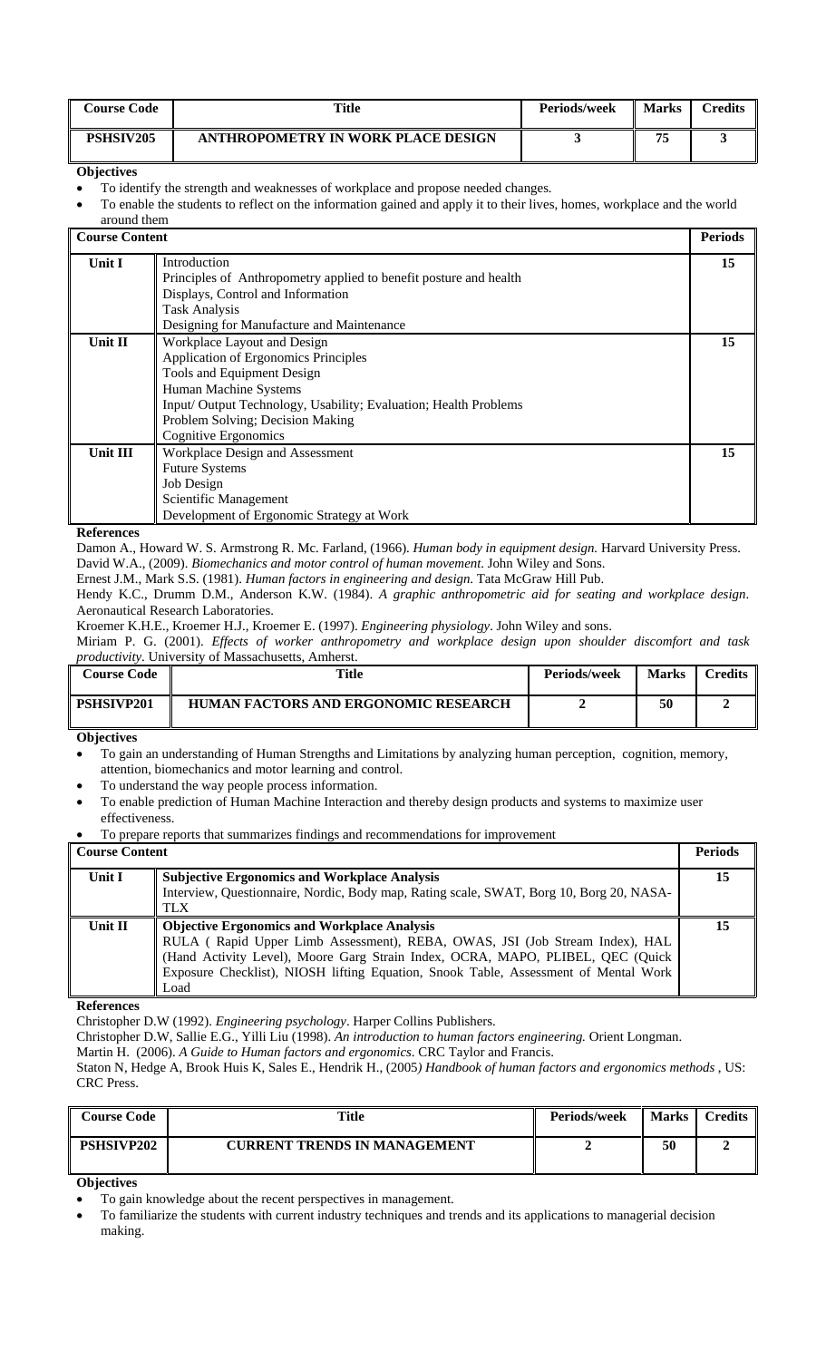| Course Code | Title | Periods/week | Marks | Credits |
|---|---|---|---|---|
| **PSHSIV205** | **ANTHROPOMETRY IN WORK PLACE DESIGN** | **3** | **75** | **3** |

**Objectives**

- To identify the strength and weaknesses of workplace and propose needed changes.
- To enable the students to reflect on the information gained and apply it to their lives, homes, workplace and the world around them

| Course Content | | Periods |
|---|---|---|
| **Unit I** | Introduction<br>Principles of Anthropometry applied to benefit posture and health<br>Displays, Control and Information<br>Task Analysis<br>Designing for Manufacture and Maintenance | **15** |
| **Unit II** | Workplace Layout and Design<br>Application of Ergonomics Principles<br>Tools and Equipment Design<br>Human Machine Systems<br>Input/ Output Technology, Usability; Evaluation; Health Problems<br>Problem Solving; Decision Making<br>Cognitive Ergonomics | **15** |
| **Unit III** | Workplace Design and Assessment<br>Future Systems<br>Job Design<br>Scientific Management<br>Development of Ergonomic Strategy at Work | **15** |

**References**

Damon A., Howard W. S. Armstrong R. Mc. Farland, (1966). *Human body in equipment design.* Harvard University Press.

David W.A., (2009). *Biomechanics and motor control of human movement*. John Wiley and Sons.

Ernest J.M., Mark S.S. (1981). *Human factors in engineering and design*. Tata McGraw Hill Pub.

Hendy K.C., Drumm D.M., Anderson K.W. (1984). *A graphic anthropometric aid for seating and workplace design*. Aeronautical Research Laboratories.

Kroemer K.H.E., Kroemer H.J., Kroemer E. (1997). *Engineering physiology*. John Wiley and sons.

Miriam P. G. (2001). *Effects of worker anthropometry and workplace design upon shoulder discomfort and task productivity*. University of Massachusetts, Amherst.

| Course Code | Title | Periods/week | Marks | Credits |
|---|---|---|---|---|
| **PSHSIVP201** | **HUMAN FACTORS AND ERGONOMIC RESEARCH** | **2** | **50** | **2** |

**Objectives**

- To gain an understanding of Human Strengths and Limitations by analyzing human perception, cognition, memory, attention, biomechanics and motor learning and control.
- To understand the way people process information.
- To enable prediction of Human Machine Interaction and thereby design products and systems to maximize user effectiveness.
- To prepare reports that summarizes findings and recommendations for improvement

| Course Content | | Periods |
|---|---|---|
| **Unit I** | **Subjective Ergonomics and Workplace Analysis**<br>Interview, Questionnaire, Nordic, Body map, Rating scale, SWAT, Borg 10, Borg 20, NASA-TLX | **15** |
| **Unit II** | **Objective Ergonomics and Workplace Analysis**<br>RULA ( Rapid Upper Limb Assessment), REBA, OWAS, JSI (Job Stream Index), HAL (Hand Activity Level), Moore Garg Strain Index, OCRA, MAPO, PLIBEL, QEC (Quick Exposure Checklist), NIOSH lifting Equation, Snook Table, Assessment of Mental Work Load | **15** |

**References**

Christopher D.W (1992). *Engineering psychology*. Harper Collins Publishers.

Christopher D.W, Sallie E.G., Yilli Liu (1998). *An introduction to human factors engineering.* Orient Longman.

Martin H. (2006). *A Guide to Human factors and ergonomics*. CRC Taylor and Francis.

Staton N, Hedge A, Brook Huis K, Sales E., Hendrik H., (2005*) Handbook of human factors and ergonomics methods* , US: CRC Press.

| Course Code | Title | Periods/week | Marks | Credits |
|---|---|---|---|---|
| **PSHSIVP202** | **CURRENT TRENDS IN MANAGEMENT** | **2** | **50** | **2** |

**Objectives**

- To gain knowledge about the recent perspectives in management.
- To familiarize the students with current industry techniques and trends and its applications to managerial decision making.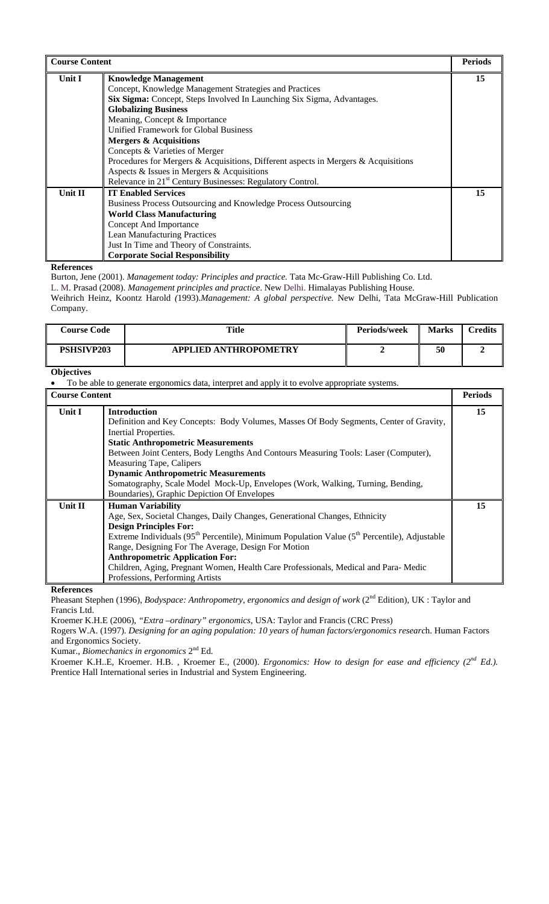| Course Content | | Periods |
|---|---|---|
| Unit I | **Knowledge Management**<br>Concept, Knowledge Management Strategies and Practices<br>**Six Sigma:** Concept, Steps Involved In Launching Six Sigma, Advantages.<br>**Globalizing Business**<br>Meaning, Concept & Importance<br>Unified Framework for Global Business<br>**Mergers & Acquisitions**<br>Concepts & Varieties of Merger<br>Procedures for Mergers & Acquisitions, Different aspects in Mergers & Acquisitions<br>Aspects & Issues in Mergers & Acquisitions<br>Relevance in 21st Century Businesses: Regulatory Control. | 15 |
| Unit II | **IT Enabled Services**<br>Business Process Outsourcing and Knowledge Process Outsourcing<br>**World Class Manufacturing**<br>Concept And Importance<br>Lean Manufacturing Practices<br>Just In Time and Theory of Constraints.<br>**Corporate Social Responsibility** | 15 |

**References**

Burton, Jene (2001). *Management today: Principles and practice.* Tata Mc-Graw-Hill Publishing Co. Ltd.

L. M. Prasad (2008). *Management principles and practice*. New Delhi. Himalayas Publishing House.

Weihrich Heinz, Koontz Harold (1993).*Management: A global perspective.* New Delhi, Tata McGraw-Hill Publication Company.

| Course Code | Title | Periods/week | Marks | Credits |
|---|---|---|---|---|
| **PSHSIVP203** | **APPLIED ANTHROPOMETRY** | **2** | **50** | **2** |

**Objectives**

- To be able to generate ergonomics data, interpret and apply it to evolve appropriate systems.

| Course Content | | Periods |
|---|---|---|
| Unit I | **Introduction**<br>Definition and Key Concepts: Body Volumes, Masses Of Body Segments, Center of Gravity, Inertial Properties.<br>**Static Anthropometric Measurements**<br>Between Joint Centers, Body Lengths And Contours Measuring Tools: Laser (Computer), Measuring Tape, Calipers<br>**Dynamic Anthropometric Measurements**<br>Somatography, Scale Model Mock-Up, Envelopes (Work, Walking, Turning, Bending, Boundaries), Graphic Depiction Of Envelopes | 15 |
| Unit II | **Human Variability**<br>Age, Sex, Societal Changes, Daily Changes, Generational Changes, Ethnicity<br>**Design Principles For:**<br>Extreme Individuals (95th Percentile), Minimum Population Value (5th Percentile), Adjustable Range, Designing For The Average, Design For Motion<br>**Anthropometric Application For:**<br>Children, Aging, Pregnant Women, Health Care Professionals, Medical and Para- Medic Professions, Performing Artists | 15 |

**References**

Pheasant Stephen (1996), *Bodyspace: Anthropometry, ergonomics and design of work* (2nd Edition), UK : Taylor and Francis Ltd.

Kroemer K.H.E (2006), *"Extra –ordinary" ergonomics*, USA: Taylor and Francis (CRC Press)

Rogers W.A. (1997). *Designing for an aging population: 10 years of human factors/ergonomics research*. Human Factors and Ergonomics Society.

Kumar., *Biomechanics in ergonomics* 2nd Ed.

Kroemer K.H..E, Kroemer. H.B. , Kroemer E., (2000). *Ergonomics: How to design for ease and efficiency (2nd Ed.).* Prentice Hall International series in Industrial and System Engineering.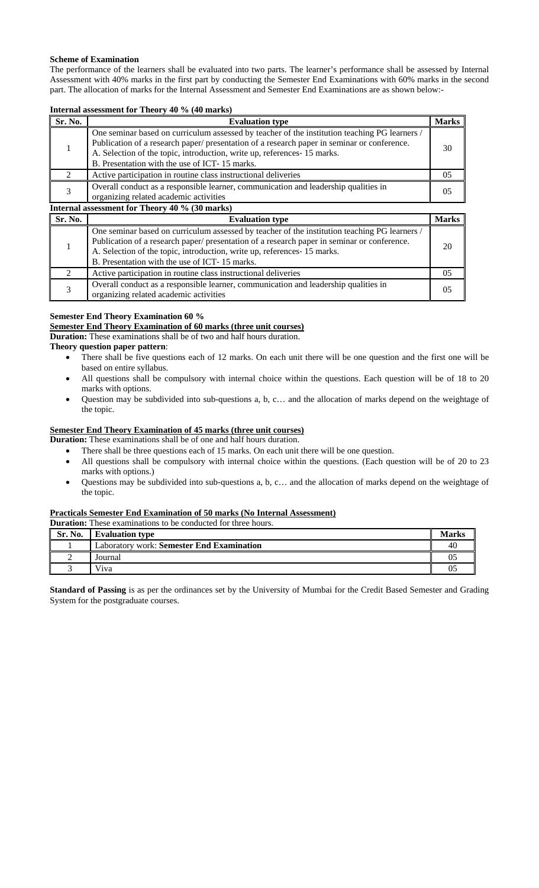**Scheme of Examination**

The performance of the learners shall be evaluated into two parts. The learner's performance shall be assessed by Internal Assessment with 40% marks in the first part by conducting the Semester End Examinations with 60% marks in the second part. The allocation of marks for the Internal Assessment and Semester End Examinations are as shown below:-

**Internal assessment for Theory 40 % (40 marks)**

| Sr. No. | Evaluation type | Marks |
|---|---|---|
| 1 | One seminar based on curriculum assessed by teacher of the institution teaching PG learners / Publication of a research paper/ presentation of a research paper in seminar or conference.<br>A. Selection of the topic, introduction, write up, references- 15 marks.<br>B. Presentation with the use of ICT- 15 marks. | 30 |
| 2 | Active participation in routine class instructional deliveries | 05 |
| 3 | Overall conduct as a responsible learner, communication and leadership qualities in organizing related academic activities | 05 |

**Internal assessment for Theory 40 % (30 marks)**

| Sr. No. | Evaluation type | Marks |
|---|---|---|
| 1 | One seminar based on curriculum assessed by teacher of the institution teaching PG learners / Publication of a research paper/ presentation of a research paper in seminar or conference.<br>A. Selection of the topic, introduction, write up, references- 15 marks.<br>B. Presentation with the use of ICT- 15 marks. | 20 |
| 2 | Active participation in routine class instructional deliveries | 05 |
| 3 | Overall conduct as a responsible learner, communication and leadership qualities in organizing related academic activities | 05 |

**Semester End Theory Examination 60 %**

**Semester End Theory Examination of 60 marks (three unit courses)**

**Duration:** These examinations shall be of two and half hours duration.

**Theory question paper pattern**:

- There shall be five questions each of 12 marks. On each unit there will be one question and the first one will be based on entire syllabus.
- All questions shall be compulsory with internal choice within the questions. Each question will be of 18 to 20 marks with options.
- Question may be subdivided into sub-questions a, b, c… and the allocation of marks depend on the weightage of the topic.

**Semester End Theory Examination of 45 marks (three unit courses)**

**Duration:** These examinations shall be of one and half hours duration.

- There shall be three questions each of 15 marks. On each unit there will be one question.
- All questions shall be compulsory with internal choice within the questions. (Each question will be of 20 to 23 marks with options.)
- Questions may be subdivided into sub-questions a, b, c… and the allocation of marks depend on the weightage of the topic.

**Practicals Semester End Examination of 50 marks (No Internal Assessment)**

**Duration:** These examinations to be conducted for three hours.

| Sr. No. | Evaluation type | Marks |
|---|---|---|
| 1 | Laboratory work: **Semester End Examination** | 40 |
| 2 | Journal | 05 |
| 3 | Viva | 05 |

**Standard of Passing** is as per the ordinances set by the University of Mumbai for the Credit Based Semester and Grading System for the postgraduate courses.